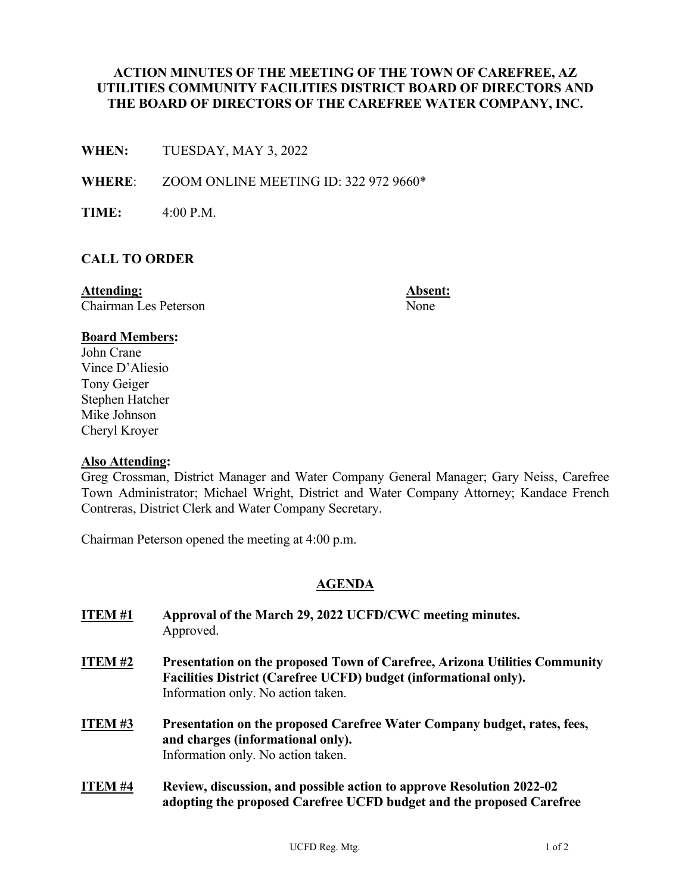# ACTION MINUTES OF THE MEETING OF THE TOWN OF CAREFREE, AZ UTILITIES COMMUNITY FACILITIES DISTRICT BOARD OF DIRECTORS AND THE BOARD OF DIRECTORS OF THE CAREFREE WATER COMPANY, INC.

**WHEN:** TUESDAY, MAY 3, 2022

**WHERE**: ZOOM ONLINE MEETING ID: 322 972 9660*

**TIME:** 4:00 P.M.

## CALL TO ORDER

**Attending:**
Chairman Les Peterson

**Absent:**
None

**Board Members:**
John Crane
Vince D'Aliesio
Tony Geiger
Stephen Hatcher
Mike Johnson
Cheryl Kroyer

**Also Attending:**
Greg Crossman, District Manager and Water Company General Manager; Gary Neiss, Carefree Town Administrator; Michael Wright, District and Water Company Attorney; Kandace French Contreras, District Clerk and Water Company Secretary.

Chairman Peterson opened the meeting at 4:00 p.m.

## AGENDA

**ITEM #1** **Approval of the March 29, 2022 UCFD/CWC meeting minutes.**
Approved.

**ITEM #2** **Presentation on the proposed Town of Carefree, Arizona Utilities Community Facilities District (Carefree UCFD) budget (informational only).**
Information only. No action taken.

**ITEM #3** **Presentation on the proposed Carefree Water Company budget, rates, fees, and charges (informational only).**
Information only. No action taken.

**ITEM #4** **Review, discussion, and possible action to approve Resolution 2022-02 adopting the proposed Carefree UCFD budget and the proposed Carefree**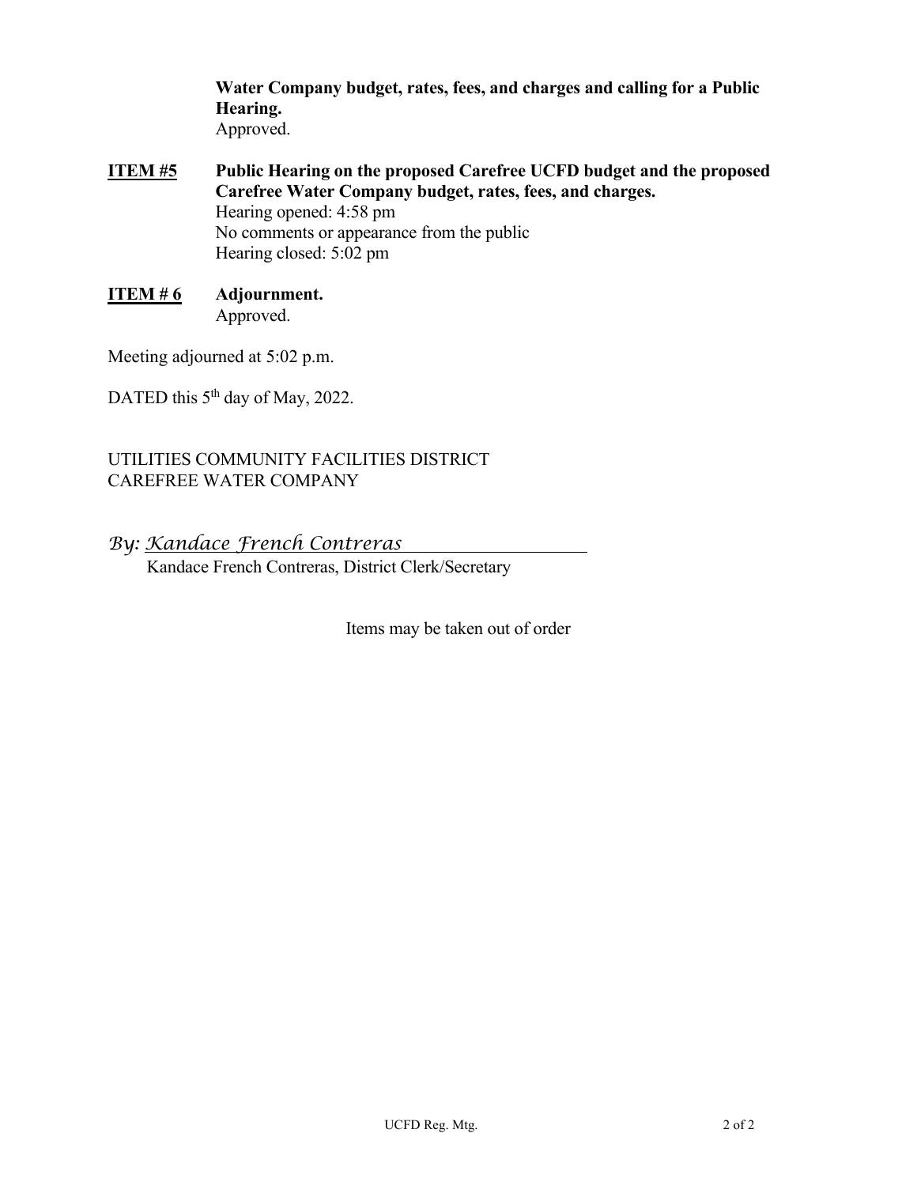**Water Company budget, rates, fees, and charges and calling for a Public Hearing.**
Approved.

**ITEM #5** **Public Hearing on the proposed Carefree UCFD budget and the proposed Carefree Water Company budget, rates, fees, and charges.**
Hearing opened: 4:58 pm
No comments or appearance from the public
Hearing closed: 5:02 pm

**ITEM # 6** **Adjournment.**
Approved.

Meeting adjourned at 5:02 p.m.

DATED this 5th day of May, 2022.

UTILITIES COMMUNITY FACILITIES DISTRICT
CAREFREE WATER COMPANY

*By: Kandace French Contreras*
Kandace French Contreras, District Clerk/Secretary

Items may be taken out of order